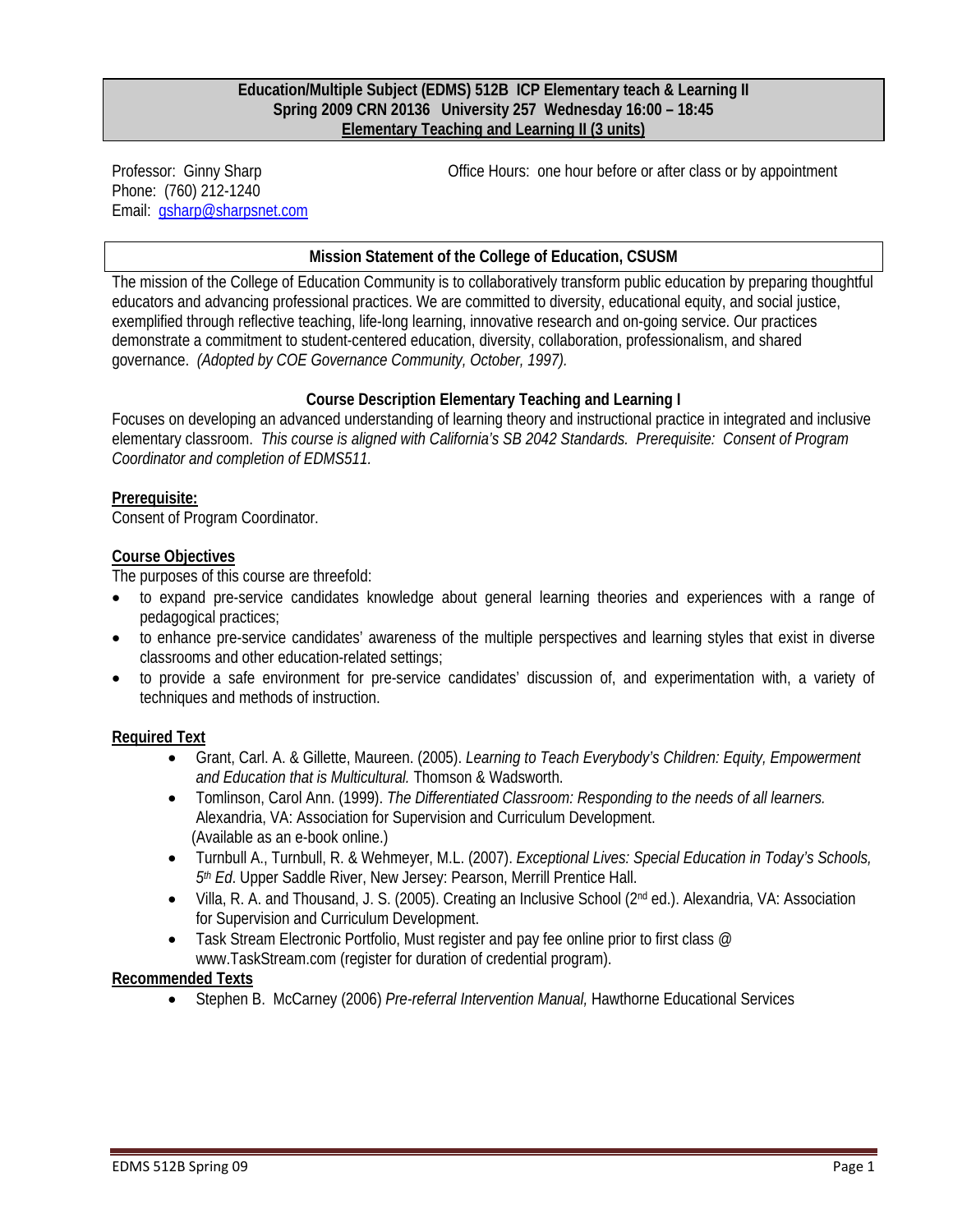**Education/Multiple Subject (EDMS) 512B ICP Elementary teach & Learning II**
**Spring 2009 CRN 20136 University 257 Wednesday 16:00 – 18:45**
**Elementary Teaching and Learning II (3 units)**

Professor: Ginny Sharp
Phone: (760) 212-1240
Email: gsharp@sharpsnet.com

Office Hours: one hour before or after class or by appointment

## Mission Statement of the College of Education, CSUSM

The mission of the College of Education Community is to collaboratively transform public education by preparing thoughtful educators and advancing professional practices. We are committed to diversity, educational equity, and social justice, exemplified through reflective teaching, life-long learning, innovative research and on-going service. Our practices demonstrate a commitment to student-centered education, diversity, collaboration, professionalism, and shared governance. *(Adopted by COE Governance Community, October, 1997).*

## Course Description Elementary Teaching and Learning I

Focuses on developing an advanced understanding of learning theory and instructional practice in integrated and inclusive elementary classroom. *This course is aligned with California's SB 2042 Standards. Prerequisite: Consent of Program Coordinator and completion of EDMS511.*

**Prerequisite:**
Consent of Program Coordinator.

**Course Objectives**
The purposes of this course are threefold:

- to expand pre-service candidates knowledge about general learning theories and experiences with a range of pedagogical practices;
- to enhance pre-service candidates' awareness of the multiple perspectives and learning styles that exist in diverse classrooms and other education-related settings;
- to provide a safe environment for pre-service candidates' discussion of, and experimentation with, a variety of techniques and methods of instruction.

**Required Text**

- Grant, Carl. A. & Gillette, Maureen. (2005). *Learning to Teach Everybody's Children: Equity, Empowerment and Education that is Multicultural.* Thomson & Wadsworth.
- Tomlinson, Carol Ann. (1999). *The Differentiated Classroom: Responding to the needs of all learners.* Alexandria, VA: Association for Supervision and Curriculum Development. (Available as an e-book online.)
- Turnbull A., Turnbull, R. & Wehmeyer, M.L. (2007). *Exceptional Lives: Special Education in Today's Schools, 5th Ed*. Upper Saddle River, New Jersey: Pearson, Merrill Prentice Hall.
- Villa, R. A. and Thousand, J. S. (2005). Creating an Inclusive School (2nd ed.). Alexandria, VA: Association for Supervision and Curriculum Development.
- Task Stream Electronic Portfolio, Must register and pay fee online prior to first class @ www.TaskStream.com (register for duration of credential program).

**Recommended Texts**

- Stephen B. McCarney (2006) *Pre-referral Intervention Manual,* Hawthorne Educational Services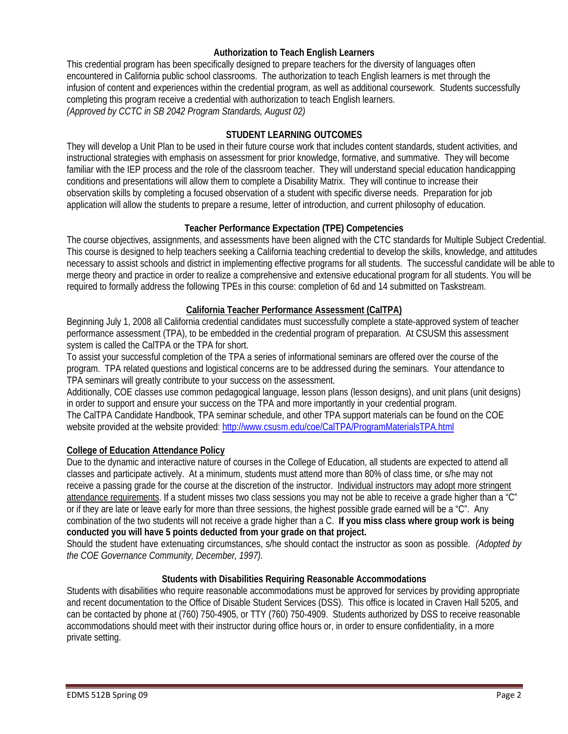## Authorization to Teach English Learners

This credential program has been specifically designed to prepare teachers for the diversity of languages often encountered in California public school classrooms. The authorization to teach English learners is met through the infusion of content and experiences within the credential program, as well as additional coursework. Students successfully completing this program receive a credential with authorization to teach English learners.
*(Approved by CCTC in SB 2042 Program Standards, August 02)*

## STUDENT LEARNING OUTCOMES

They will develop a Unit Plan to be used in their future course work that includes content standards, student activities, and instructional strategies with emphasis on assessment for prior knowledge, formative, and summative. They will become familiar with the IEP process and the role of the classroom teacher. They will understand special education handicapping conditions and presentations will allow them to complete a Disability Matrix. They will continue to increase their observation skills by completing a focused observation of a student with specific diverse needs. Preparation for job application will allow the students to prepare a resume, letter of introduction, and current philosophy of education.

## Teacher Performance Expectation (TPE) Competencies

The course objectives, assignments, and assessments have been aligned with the CTC standards for Multiple Subject Credential. This course is designed to help teachers seeking a California teaching credential to develop the skills, knowledge, and attitudes necessary to assist schools and district in implementing effective programs for all students. The successful candidate will be able to merge theory and practice in order to realize a comprehensive and extensive educational program for all students. You will be required to formally address the following TPEs in this course: completion of 6d and 14 submitted on Taskstream.

## California Teacher Performance Assessment (CalTPA)

Beginning July 1, 2008 all California credential candidates must successfully complete a state-approved system of teacher performance assessment (TPA), to be embedded in the credential program of preparation. At CSUSM this assessment system is called the CalTPA or the TPA for short.

To assist your successful completion of the TPA a series of informational seminars are offered over the course of the program. TPA related questions and logistical concerns are to be addressed during the seminars. Your attendance to TPA seminars will greatly contribute to your success on the assessment.

Additionally, COE classes use common pedagogical language, lesson plans (lesson designs), and unit plans (unit designs) in order to support and ensure your success on the TPA and more importantly in your credential program.

The CalTPA Candidate Handbook, TPA seminar schedule, and other TPA support materials can be found on the COE website provided at the website provided: http://www.csusm.edu/coe/CalTPA/ProgramMaterialsTPA.html

## College of Education Attendance Policy

Due to the dynamic and interactive nature of courses in the College of Education, all students are expected to attend all classes and participate actively. At a minimum, students must attend more than 80% of class time, or s/he may not receive a passing grade for the course at the discretion of the instructor. Individual instructors may adopt more stringent attendance requirements. If a student misses two class sessions you may not be able to receive a grade higher than a "C" or if they are late or leave early for more than three sessions, the highest possible grade earned will be a "C". Any combination of the two students will not receive a grade higher than a C. **If you miss class where group work is being conducted you will have 5 points deducted from your grade on that project.**

Should the student have extenuating circumstances, s/he should contact the instructor as soon as possible. *(Adopted by the COE Governance Community, December, 1997).*

## Students with Disabilities Requiring Reasonable Accommodations

Students with disabilities who require reasonable accommodations must be approved for services by providing appropriate and recent documentation to the Office of Disable Student Services (DSS). This office is located in Craven Hall 5205, and can be contacted by phone at (760) 750-4905, or TTY (760) 750-4909. Students authorized by DSS to receive reasonable accommodations should meet with their instructor during office hours or, in order to ensure confidentiality, in a more private setting.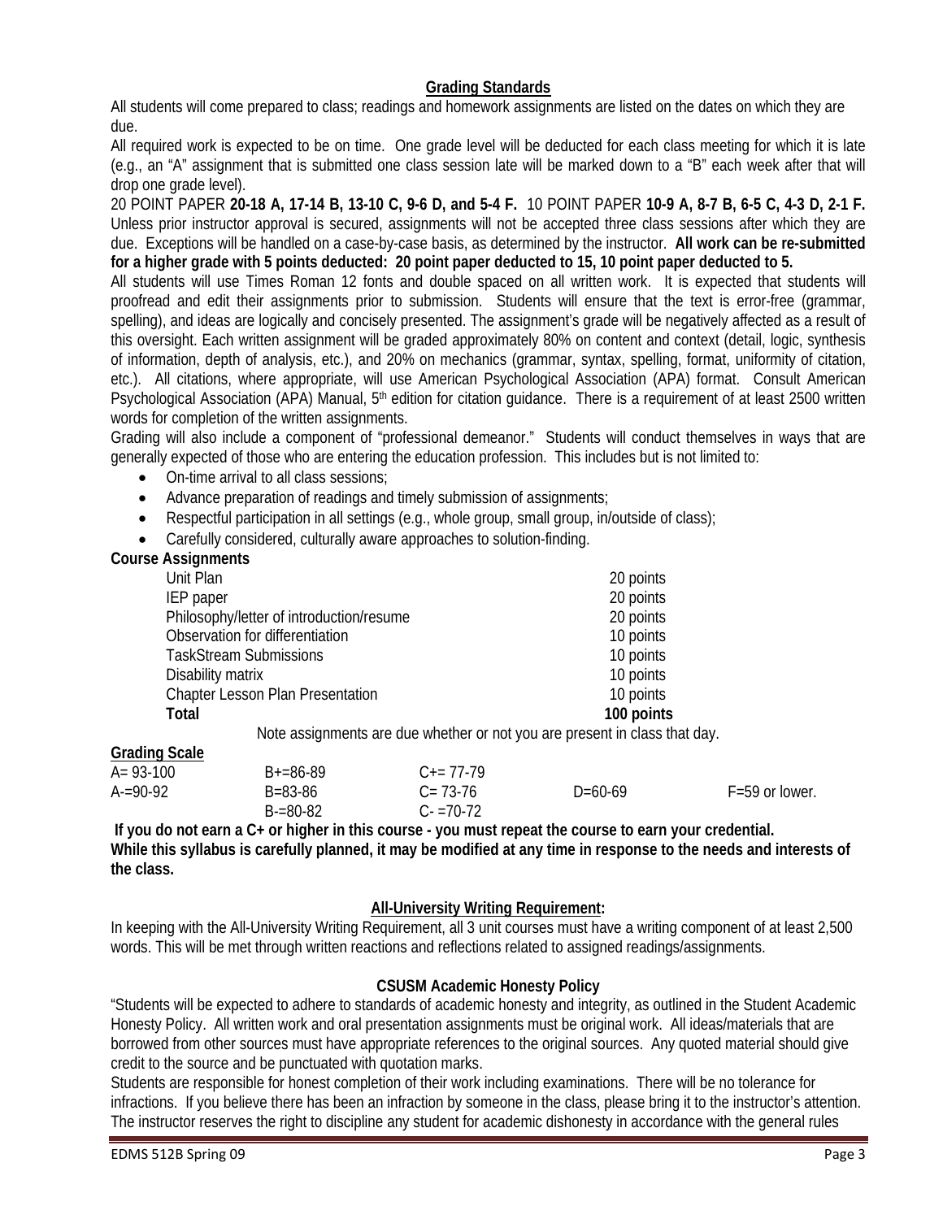## Grading Standards

All students will come prepared to class; readings and homework assignments are listed on the dates on which they are due.

All required work is expected to be on time. One grade level will be deducted for each class meeting for which it is late (e.g., an "A" assignment that is submitted one class session late will be marked down to a "B" each week after that will drop one grade level).

20 POINT PAPER **20-18 A, 17-14 B, 13-10 C, 9-6 D, and 5-4 F.** 10 POINT PAPER **10-9 A, 8-7 B, 6-5 C, 4-3 D, 2-1 F.** Unless prior instructor approval is secured, assignments will not be accepted three class sessions after which they are due. Exceptions will be handled on a case-by-case basis, as determined by the instructor. **All work can be re-submitted for a higher grade with 5 points deducted: 20 point paper deducted to 15, 10 point paper deducted to 5.**

All students will use Times Roman 12 fonts and double spaced on all written work. It is expected that students will proofread and edit their assignments prior to submission. Students will ensure that the text is error-free (grammar, spelling), and ideas are logically and concisely presented. The assignment's grade will be negatively affected as a result of this oversight. Each written assignment will be graded approximately 80% on content and context (detail, logic, synthesis of information, depth of analysis, etc.), and 20% on mechanics (grammar, syntax, spelling, format, uniformity of citation, etc.). All citations, where appropriate, will use American Psychological Association (APA) format. Consult American Psychological Association (APA) Manual, 5th edition for citation guidance. There is a requirement of at least 2500 written words for completion of the written assignments.

Grading will also include a component of "professional demeanor." Students will conduct themselves in ways that are generally expected of those who are entering the education profession. This includes but is not limited to:

- On-time arrival to all class sessions;
- Advance preparation of readings and timely submission of assignments;
- Respectful participation in all settings (e.g., whole group, small group, in/outside of class);
- Carefully considered, culturally aware approaches to solution-finding.

**Course Assignments**

| Assignment | Points |
|---|---|
| Unit Plan | 20 points |
| IEP paper | 20 points |
| Philosophy/letter of introduction/resume | 20 points |
| Observation for differentiation | 10 points |
| TaskStream Submissions | 10 points |
| Disability matrix | 10 points |
| Chapter Lesson Plan Presentation | 10 points |
| **Total** | **100 points** |

Note assignments are due whether or not you are present in class that day.

**Grading Scale**

| | | | | |
|---|---|---|---|---|
| A= 93-100 | B+=86-89 | C+= 77-79 | | |
| A-=90-92 | B=83-86 | C= 73-76 | D=60-69 | F=59 or lower. |
| | B-=80-82 | C- =70-72 | | |

**If you do not earn a C+ or higher in this course - you must repeat the course to earn your credential.**
**While this syllabus is carefully planned, it may be modified at any time in response to the needs and interests of the class.**

## All-University Writing Requirement:

In keeping with the All-University Writing Requirement, all 3 unit courses must have a writing component of at least 2,500 words. This will be met through written reactions and reflections related to assigned readings/assignments.

## CSUSM Academic Honesty Policy

"Students will be expected to adhere to standards of academic honesty and integrity, as outlined in the Student Academic Honesty Policy. All written work and oral presentation assignments must be original work. All ideas/materials that are borrowed from other sources must have appropriate references to the original sources. Any quoted material should give credit to the source and be punctuated with quotation marks.

Students are responsible for honest completion of their work including examinations. There will be no tolerance for infractions. If you believe there has been an infraction by someone in the class, please bring it to the instructor's attention. The instructor reserves the right to discipline any student for academic dishonesty in accordance with the general rules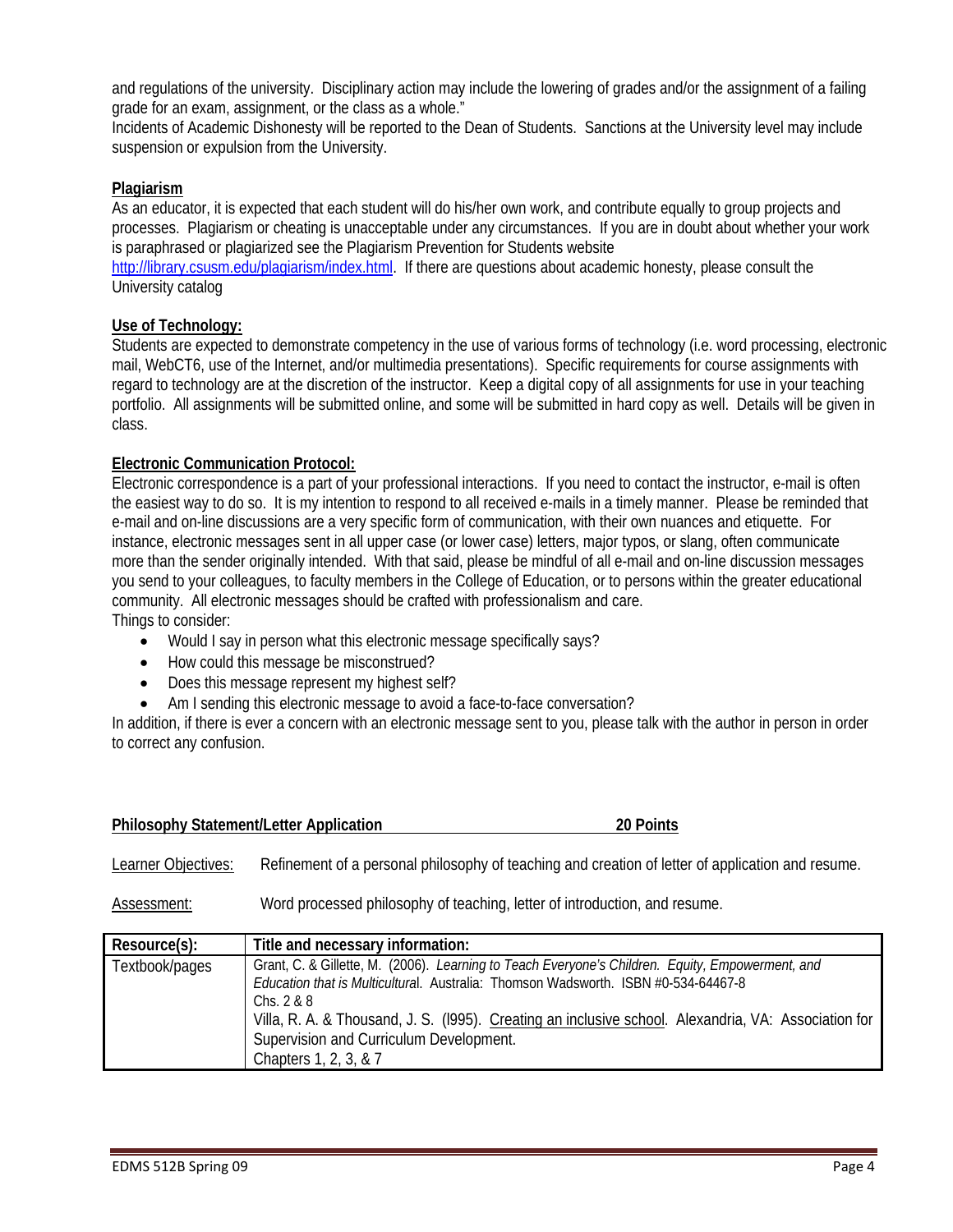and regulations of the university. Disciplinary action may include the lowering of grades and/or the assignment of a failing grade for an exam, assignment, or the class as a whole."

Incidents of Academic Dishonesty will be reported to the Dean of Students. Sanctions at the University level may include suspension or expulsion from the University.

**Plagiarism**

As an educator, it is expected that each student will do his/her own work, and contribute equally to group projects and processes. Plagiarism or cheating is unacceptable under any circumstances. If you are in doubt about whether your work is paraphrased or plagiarized see the Plagiarism Prevention for Students website http://library.csusm.edu/plagiarism/index.html. If there are questions about academic honesty, please consult the University catalog

**Use of Technology:**

Students are expected to demonstrate competency in the use of various forms of technology (i.e. word processing, electronic mail, WebCT6, use of the Internet, and/or multimedia presentations). Specific requirements for course assignments with regard to technology are at the discretion of the instructor. Keep a digital copy of all assignments for use in your teaching portfolio. All assignments will be submitted online, and some will be submitted in hard copy as well. Details will be given in class.

**Electronic Communication Protocol:**

Electronic correspondence is a part of your professional interactions. If you need to contact the instructor, e-mail is often the easiest way to do so. It is my intention to respond to all received e-mails in a timely manner. Please be reminded that e-mail and on-line discussions are a very specific form of communication, with their own nuances and etiquette. For instance, electronic messages sent in all upper case (or lower case) letters, major typos, or slang, often communicate more than the sender originally intended. With that said, please be mindful of all e-mail and on-line discussion messages you send to your colleagues, to faculty members in the College of Education, or to persons within the greater educational community. All electronic messages should be crafted with professionalism and care.

Things to consider:

- Would I say in person what this electronic message specifically says?
- How could this message be misconstrued?
- Does this message represent my highest self?
- Am I sending this electronic message to avoid a face-to-face conversation?

In addition, if there is ever a concern with an electronic message sent to you, please talk with the author in person in order to correct any confusion.

**Philosophy Statement/Letter Application** **20 Points**

Learner Objectives: Refinement of a personal philosophy of teaching and creation of letter of application and resume.

Assessment: Word processed philosophy of teaching, letter of introduction, and resume.

| Resource(s): | Title and necessary information: |
|---|---|
| Textbook/pages | Grant, C. & Gillette, M. (2006). *Learning to Teach Everyone's Children. Equity, Empowerment, and Education that is Multicultural.* Australia: Thomson Wadsworth. ISBN #0-534-64467-8<br>Chs. 2 & 8<br>Villa, R. A. & Thousand, J. S. (l995). Creating an inclusive school. Alexandria, VA: Association for Supervision and Curriculum Development.<br>Chapters 1, 2, 3, & 7 |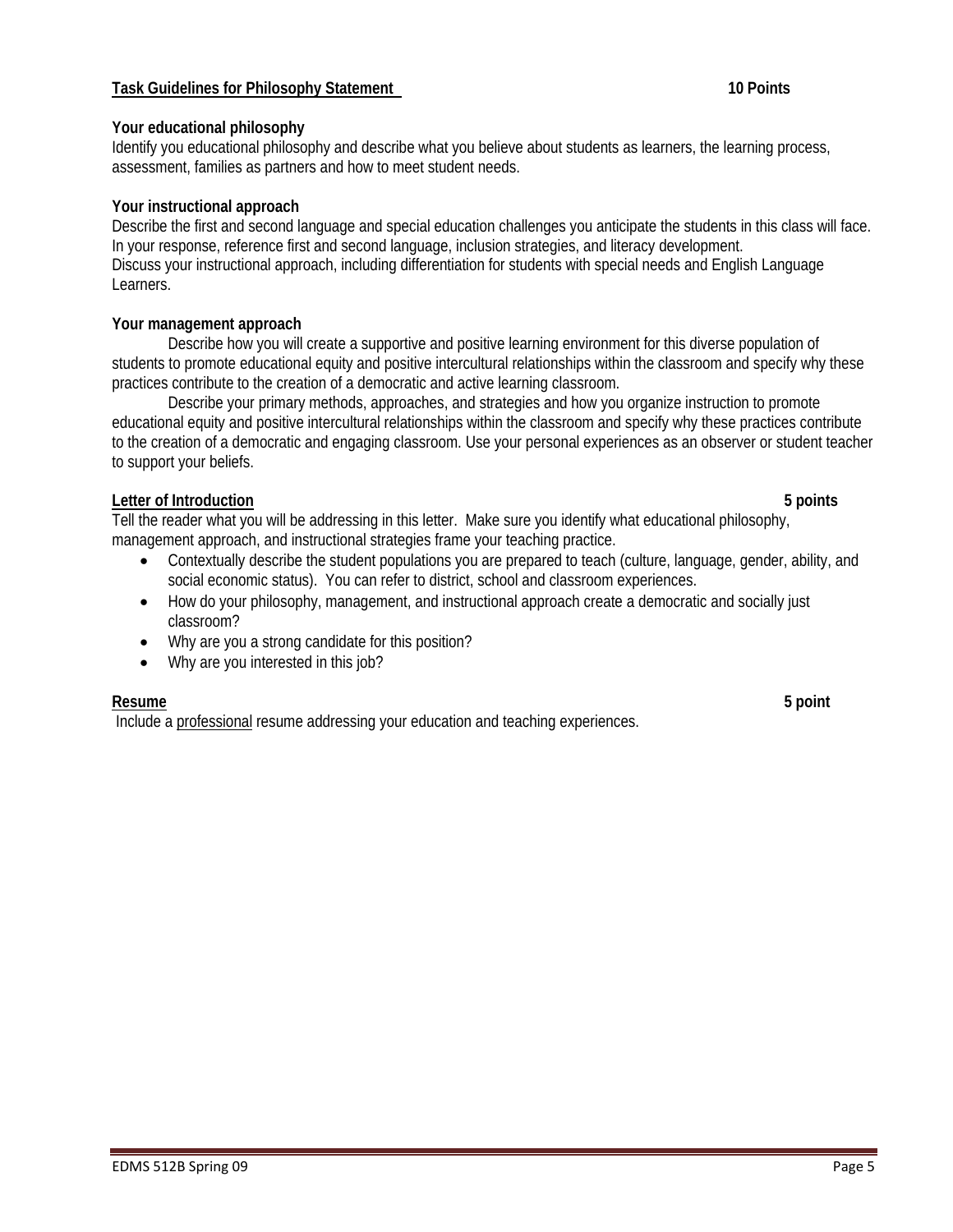**Task Guidelines for Philosophy Statement** **10 Points**

**Your educational philosophy**

Identify you educational philosophy and describe what you believe about students as learners, the learning process, assessment, families as partners and how to meet student needs.

**Your instructional approach**

Describe the first and second language and special education challenges you anticipate the students in this class will face. In your response, reference first and second language, inclusion strategies, and literacy development.
Discuss your instructional approach, including differentiation for students with special needs and English Language Learners.

**Your management approach**

Describe how you will create a supportive and positive learning environment for this diverse population of students to promote educational equity and positive intercultural relationships within the classroom and specify why these practices contribute to the creation of a democratic and active learning classroom.

Describe your primary methods, approaches, and strategies and how you organize instruction to promote educational equity and positive intercultural relationships within the classroom and specify why these practices contribute to the creation of a democratic and engaging classroom. Use your personal experiences as an observer or student teacher to support your beliefs.

**Letter of Introduction** **5 points**

Tell the reader what you will be addressing in this letter. Make sure you identify what educational philosophy, management approach, and instructional strategies frame your teaching practice.

- Contextually describe the student populations you are prepared to teach (culture, language, gender, ability, and social economic status). You can refer to district, school and classroom experiences.
- How do your philosophy, management, and instructional approach create a democratic and socially just classroom?
- Why are you a strong candidate for this position?
- Why are you interested in this job?

**Resume** **5 point**

Include a professional resume addressing your education and teaching experiences.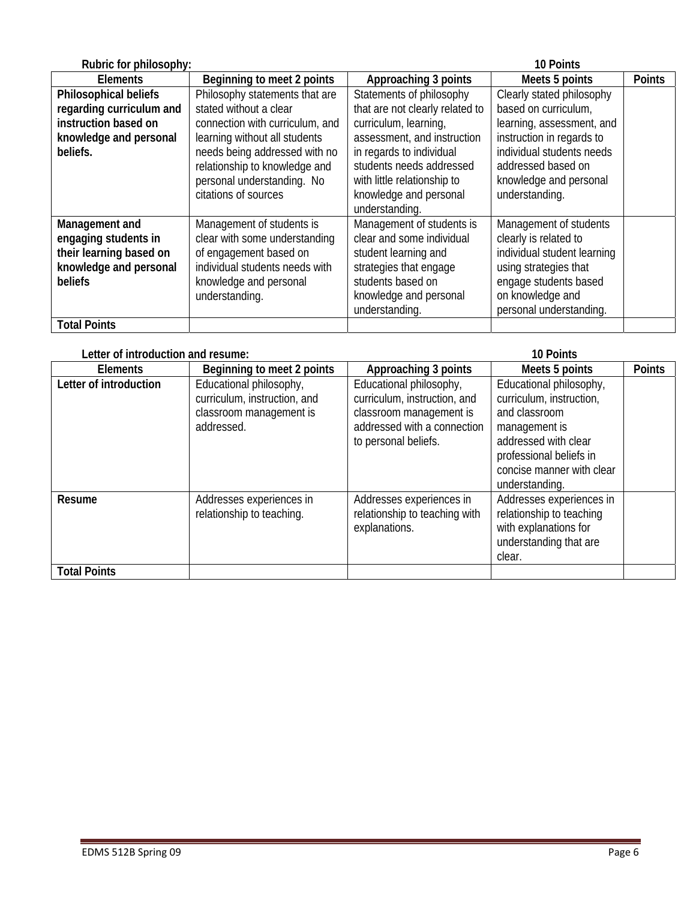**Rubric for philosophy:** **10 Points**

| Elements | Beginning to meet 2 points | Approaching 3 points | Meets 5 points | Points |
|---|---|---|---|---|
| **Philosophical beliefs regarding curriculum and instruction based on knowledge and personal beliefs.** | Philosophy statements that are stated without a clear connection with curriculum, and learning without all students needs being addressed with no relationship to knowledge and personal understanding. No citations of sources | Statements of philosophy that are not clearly related to curriculum, learning, assessment, and instruction in regards to individual students needs addressed with little relationship to knowledge and personal understanding. | Clearly stated philosophy based on curriculum, learning, assessment, and instruction in regards to individual students needs addressed based on knowledge and personal understanding. | |
| **Management and engaging students in their learning based on knowledge and personal beliefs** | Management of students is clear with some understanding of engagement based on individual students needs with knowledge and personal understanding. | Management of students is clear and some individual student learning and strategies that engage students based on knowledge and personal understanding. | Management of students clearly is related to individual student learning using strategies that engage students based on knowledge and personal understanding. | |
| **Total Points** | | | | |

**Letter of introduction and resume:** **10 Points**

| Elements | Beginning to meet 2 points | Approaching 3 points | Meets 5 points | Points |
|---|---|---|---|---|
| **Letter of introduction** | Educational philosophy, curriculum, instruction, and classroom management is addressed. | Educational philosophy, curriculum, instruction, and classroom management is addressed with a connection to personal beliefs. | Educational philosophy, curriculum, instruction, and classroom management is addressed with clear professional beliefs in concise manner with clear understanding. | |
| **Resume** | Addresses experiences in relationship to teaching. | Addresses experiences in relationship to teaching with explanations. | Addresses experiences in relationship to teaching with explanations for understanding that are clear. | |
| **Total Points** | | | | |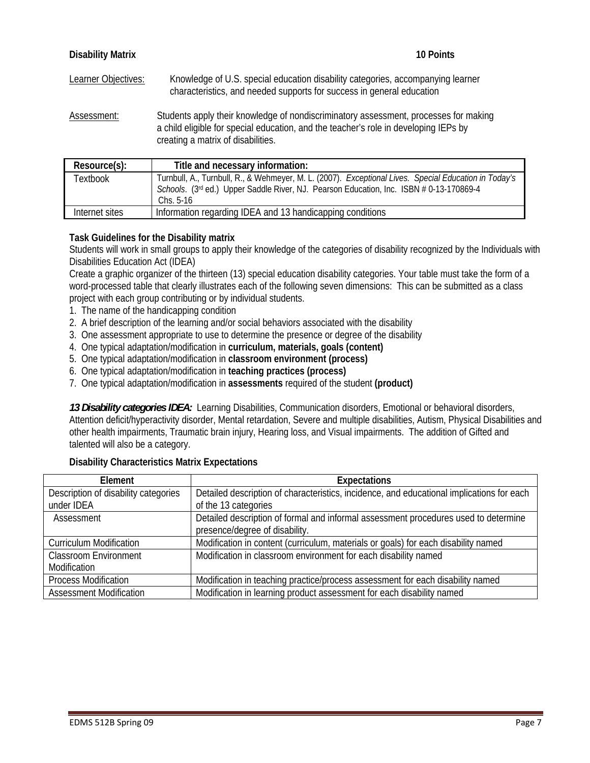**Disability Matrix** **10 Points**

Learner Objectives: Knowledge of U.S. special education disability categories, accompanying learner characteristics, and needed supports for success in general education

Assessment: Students apply their knowledge of nondiscriminatory assessment, processes for making a child eligible for special education, and the teacher's role in developing IEPs by creating a matrix of disabilities.

| Resource(s): | Title and necessary information: |
|---|---|
| Textbook | Turnbull, A., Turnbull, R., & Wehmeyer, M. L. (2007). *Exceptional Lives. Special Education in Today's Schools*. (3rd ed.) Upper Saddle River, NJ. Pearson Education, Inc. ISBN # 0-13-170869-4 Chs. 5-16 |
| Internet sites | Information regarding IDEA and 13 handicapping conditions |

**Task Guidelines for the Disability matrix**

Students will work in small groups to apply their knowledge of the categories of disability recognized by the Individuals with Disabilities Education Act (IDEA)

Create a graphic organizer of the thirteen (13) special education disability categories. Your table must take the form of a word-processed table that clearly illustrates each of the following seven dimensions: This can be submitted as a class project with each group contributing or by individual students.

1. The name of the handicapping condition
2. A brief description of the learning and/or social behaviors associated with the disability
3. One assessment appropriate to use to determine the presence or degree of the disability
4. One typical adaptation/modification in **curriculum, materials, goals (content)**
5. One typical adaptation/modification in **classroom environment (process)**
6. One typical adaptation/modification in **teaching practices (process)**
7. One typical adaptation/modification in **assessments** required of the student **(product)**

***13 Disability categories IDEA:*** Learning Disabilities, Communication disorders, Emotional or behavioral disorders, Attention deficit/hyperactivity disorder, Mental retardation, Severe and multiple disabilities, Autism, Physical Disabilities and other health impairments, Traumatic brain injury, Hearing loss, and Visual impairments. The addition of Gifted and talented will also be a category.

**Disability Characteristics Matrix Expectations**

| Element | Expectations |
|---|---|
| Description of disability categories under IDEA | Detailed description of characteristics, incidence, and educational implications for each of the 13 categories |
| Assessment | Detailed description of formal and informal assessment procedures used to determine presence/degree of disability. |
| Curriculum Modification | Modification in content (curriculum, materials or goals) for each disability named |
| Classroom Environment Modification | Modification in classroom environment for each disability named |
| Process Modification | Modification in teaching practice/process assessment for each disability named |
| Assessment Modification | Modification in learning product assessment for each disability named |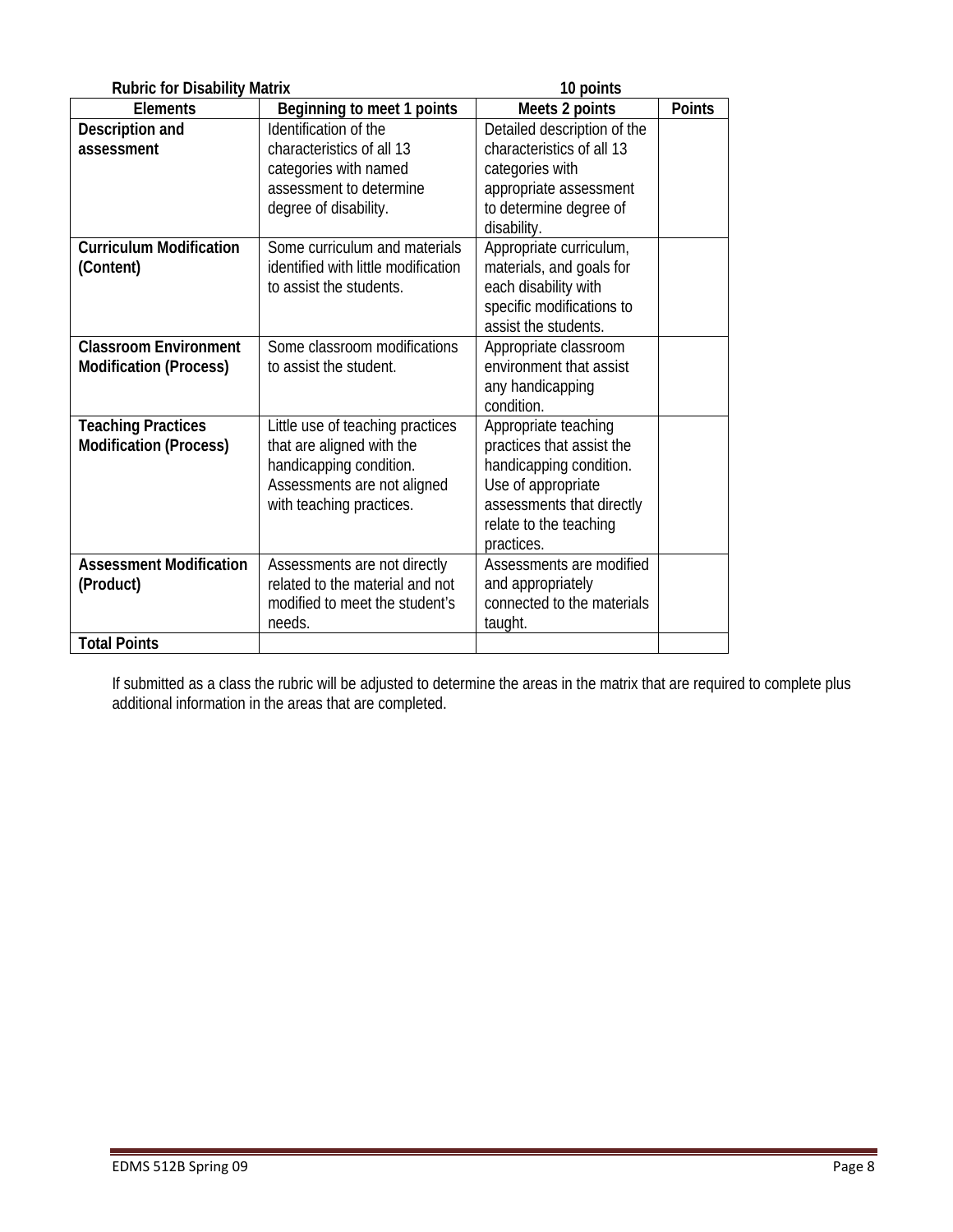**Rubric for Disability Matrix** **10 points**

| Elements | Beginning to meet 1 points | Meets 2 points | Points |
|---|---|---|---|
| **Description and assessment** | Identification of the characteristics of all 13 categories with named assessment to determine degree of disability. | Detailed description of the characteristics of all 13 categories with appropriate assessment to determine degree of disability. | |
| **Curriculum Modification (Content)** | Some curriculum and materials identified with little modification to assist the students. | Appropriate curriculum, materials, and goals for each disability with specific modifications to assist the students. | |
| **Classroom Environment Modification (Process)** | Some classroom modifications to assist the student. | Appropriate classroom environment that assist any handicapping condition. | |
| **Teaching Practices Modification (Process)** | Little use of teaching practices that are aligned with the handicapping condition. Assessments are not aligned with teaching practices. | Appropriate teaching practices that assist the handicapping condition. Use of appropriate assessments that directly relate to the teaching practices. | |
| **Assessment Modification (Product)** | Assessments are not directly related to the material and not modified to meet the student's needs. | Assessments are modified and appropriately connected to the materials taught. | |
| **Total Points** | | | |

If submitted as a class the rubric will be adjusted to determine the areas in the matrix that are required to complete plus additional information in the areas that are completed.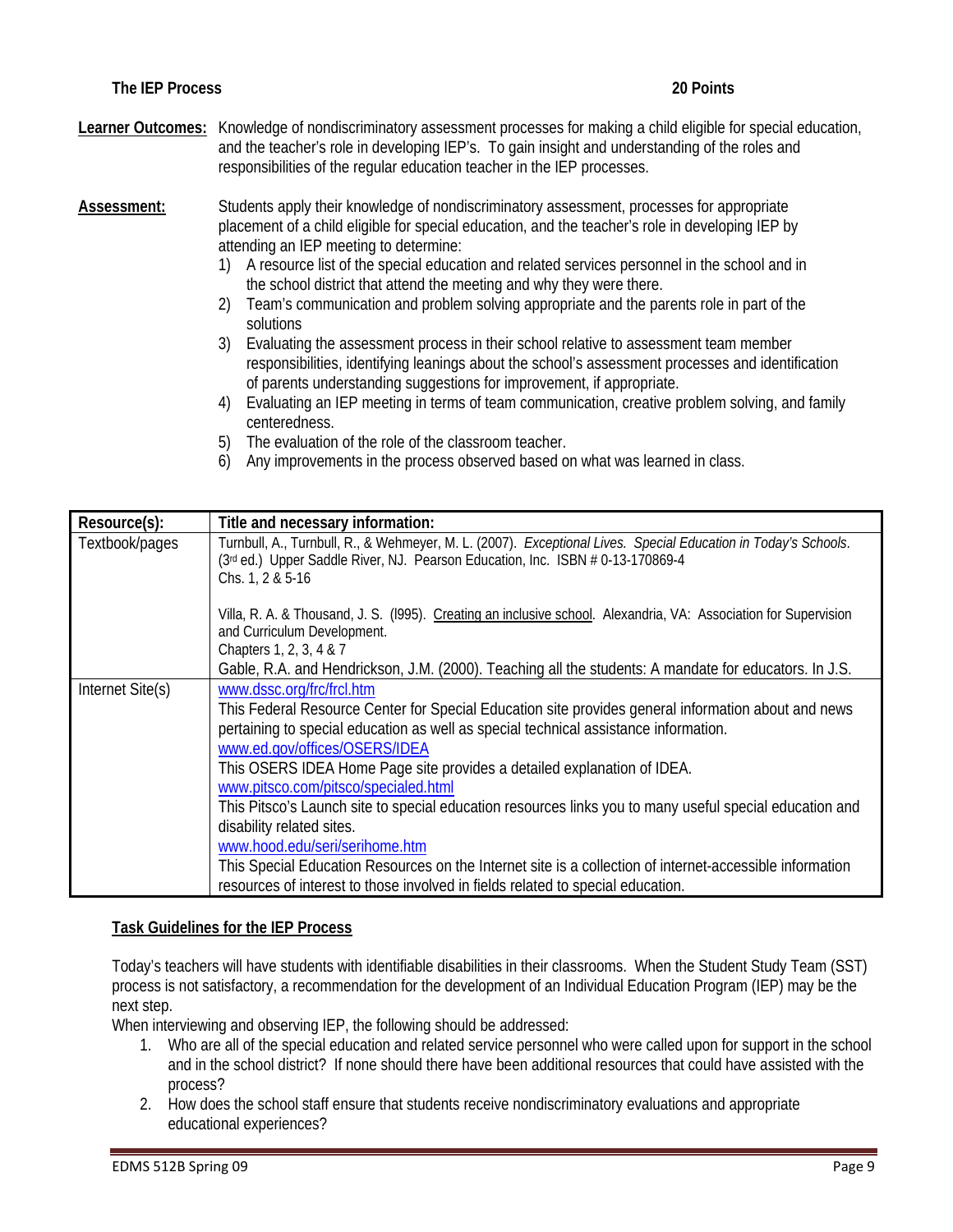**The IEP Process** **20 Points**

**Learner Outcomes:** Knowledge of nondiscriminatory assessment processes for making a child eligible for special education, and the teacher's role in developing IEP's. To gain insight and understanding of the roles and responsibilities of the regular education teacher in the IEP processes.

**Assessment:** Students apply their knowledge of nondiscriminatory assessment, processes for appropriate placement of a child eligible for special education, and the teacher's role in developing IEP by attending an IEP meeting to determine:

1) A resource list of the special education and related services personnel in the school and in the school district that attend the meeting and why they were there.
2) Team's communication and problem solving appropriate and the parents role in part of the solutions
3) Evaluating the assessment process in their school relative to assessment team member responsibilities, identifying leanings about the school's assessment processes and identification of parents understanding suggestions for improvement, if appropriate.
4) Evaluating an IEP meeting in terms of team communication, creative problem solving, and family centeredness.
5) The evaluation of the role of the classroom teacher.
6) Any improvements in the process observed based on what was learned in class.

| Resource(s): | Title and necessary information: |
|---|---|
| Textbook/pages | Turnbull, A., Turnbull, R., & Wehmeyer, M. L. (2007). *Exceptional Lives. Special Education in Today's Schools*. (3rd ed.) Upper Saddle River, NJ. Pearson Education, Inc. ISBN # 0-13-170869-4<br>Chs. 1, 2 & 5-16<br><br>Villa, R. A. & Thousand, J. S. (l995). Creating an inclusive school. Alexandria, VA: Association for Supervision and Curriculum Development.<br>Chapters 1, 2, 3, 4 & 7<br>Gable, R.A. and Hendrickson, J.M. (2000). Teaching all the students: A mandate for educators. In J.S. |
| Internet Site(s) | www.dssc.org/frc/frcl.htm<br>This Federal Resource Center for Special Education site provides general information about and news pertaining to special education as well as special technical assistance information.<br>www.ed.gov/offices/OSERS/IDEA<br>This OSERS IDEA Home Page site provides a detailed explanation of IDEA.<br>www.pitsco.com/pitsco/specialed.html<br>This Pitsco's Launch site to special education resources links you to many useful special education and disability related sites.<br>www.hood.edu/seri/serihome.htm<br>This Special Education Resources on the Internet site is a collection of internet-accessible information resources of interest to those involved in fields related to special education. |

**Task Guidelines for the IEP Process**

Today's teachers will have students with identifiable disabilities in their classrooms. When the Student Study Team (SST) process is not satisfactory, a recommendation for the development of an Individual Education Program (IEP) may be the next step.

When interviewing and observing IEP, the following should be addressed:

1. Who are all of the special education and related service personnel who were called upon for support in the school and in the school district? If none should there have been additional resources that could have assisted with the process?
2. How does the school staff ensure that students receive nondiscriminatory evaluations and appropriate educational experiences?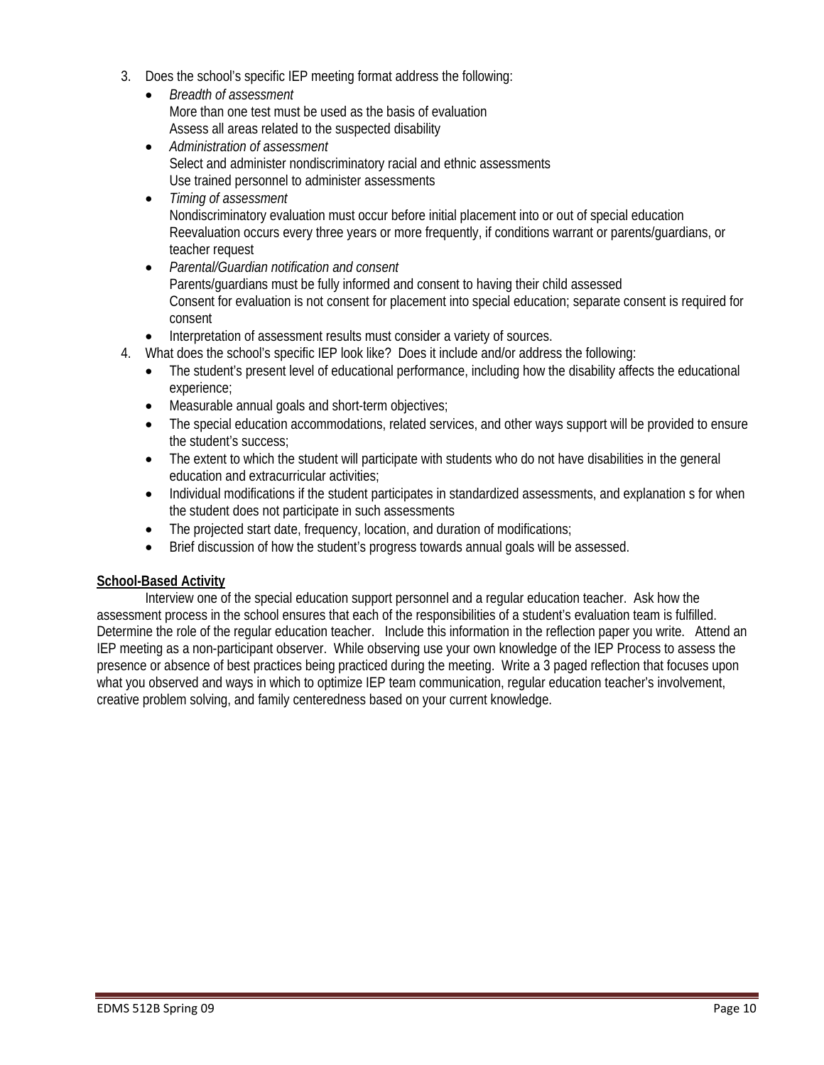3. Does the school's specific IEP meeting format address the following:
   - *Breadth of assessment*
     More than one test must be used as the basis of evaluation
     Assess all areas related to the suspected disability
   - *Administration of assessment*
     Select and administer nondiscriminatory racial and ethnic assessments
     Use trained personnel to administer assessments
   - *Timing of assessment*
     Nondiscriminatory evaluation must occur before initial placement into or out of special education
     Reevaluation occurs every three years or more frequently, if conditions warrant or parents/guardians, or teacher request
   - *Parental/Guardian notification and consent*
     Parents/guardians must be fully informed and consent to having their child assessed
     Consent for evaluation is not consent for placement into special education; separate consent is required for consent
   - Interpretation of assessment results must consider a variety of sources.
4. What does the school's specific IEP look like? Does it include and/or address the following:
   - The student's present level of educational performance, including how the disability affects the educational experience;
   - Measurable annual goals and short-term objectives;
   - The special education accommodations, related services, and other ways support will be provided to ensure the student's success;
   - The extent to which the student will participate with students who do not have disabilities in the general education and extracurricular activities;
   - Individual modifications if the student participates in standardized assessments, and explanation s for when the student does not participate in such assessments
   - The projected start date, frequency, location, and duration of modifications;
   - Brief discussion of how the student's progress towards annual goals will be assessed.

**School-Based Activity**

Interview one of the special education support personnel and a regular education teacher. Ask how the assessment process in the school ensures that each of the responsibilities of a student's evaluation team is fulfilled. Determine the role of the regular education teacher. Include this information in the reflection paper you write. Attend an IEP meeting as a non-participant observer. While observing use your own knowledge of the IEP Process to assess the presence or absence of best practices being practiced during the meeting. Write a 3 paged reflection that focuses upon what you observed and ways in which to optimize IEP team communication, regular education teacher's involvement, creative problem solving, and family centeredness based on your current knowledge.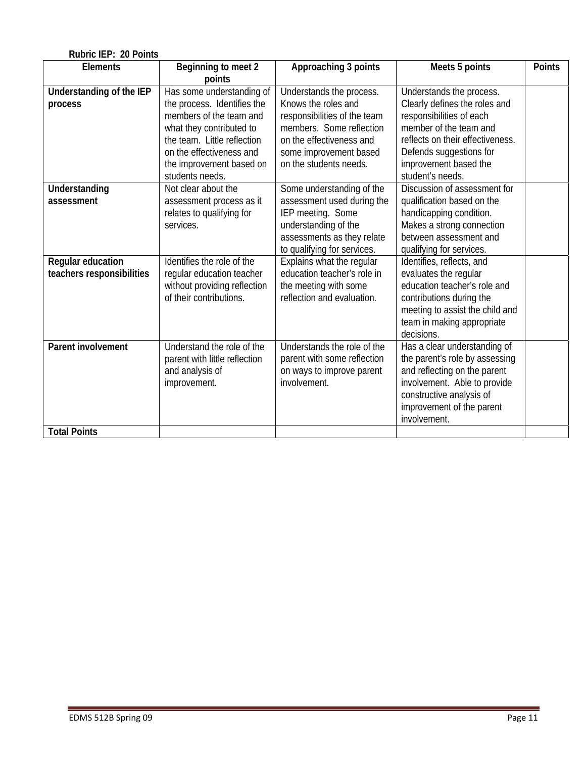**Rubric IEP: 20 Points**

| Elements | Beginning to meet 2 points | Approaching 3 points | Meets 5 points | Points |
|---|---|---|---|---|
| **Understanding of the IEP process** | Has some understanding of the process. Identifies the members of the team and what they contributed to the team. Little reflection on the effectiveness and the improvement based on students needs. | Understands the process. Knows the roles and responsibilities of the team members. Some reflection on the effectiveness and some improvement based on the students needs. | Understands the process. Clearly defines the roles and responsibilities of each member of the team and reflects on their effectiveness. Defends suggestions for improvement based the student's needs. | |
| **Understanding assessment** | Not clear about the assessment process as it relates to qualifying for services. | Some understanding of the assessment used during the IEP meeting. Some understanding of the assessments as they relate to qualifying for services. | Discussion of assessment for qualification based on the handicapping condition. Makes a strong connection between assessment and qualifying for services. | |
| **Regular education teachers responsibilities** | Identifies the role of the regular education teacher without providing reflection of their contributions. | Explains what the regular education teacher's role in the meeting with some reflection and evaluation. | Identifies, reflects, and evaluates the regular education teacher's role and contributions during the meeting to assist the child and team in making appropriate decisions. | |
| **Parent involvement** | Understand the role of the parent with little reflection and analysis of improvement. | Understands the role of the parent with some reflection on ways to improve parent involvement. | Has a clear understanding of the parent's role by assessing and reflecting on the parent involvement. Able to provide constructive analysis of improvement of the parent involvement. | |
| **Total Points** | | | | |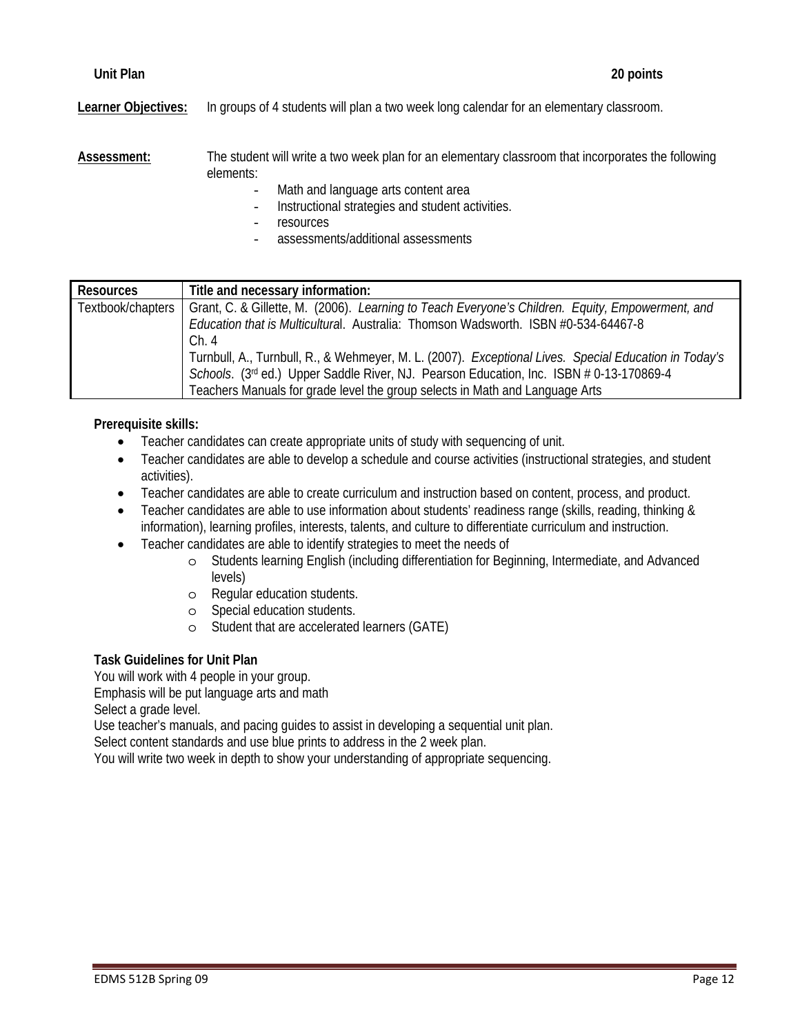**Unit Plan** **20 points**

**Learner Objectives:** In groups of 4 students will plan a two week long calendar for an elementary classroom.

**Assessment:** The student will write a two week plan for an elementary classroom that incorporates the following elements:

- Math and language arts content area
- Instructional strategies and student activities.
- resources
- assessments/additional assessments

| Resources | Title and necessary information: |
|---|---|
| Textbook/chapters | Grant, C. & Gillette, M. (2006). *Learning to Teach Everyone's Children. Equity, Empowerment, and Education that is Multicultural*. Australia: Thomson Wadsworth. ISBN #0-534-64467-8<br>Ch. 4<br>Turnbull, A., Turnbull, R., & Wehmeyer, M. L. (2007). *Exceptional Lives. Special Education in Today's Schools*. (3rd ed.) Upper Saddle River, NJ. Pearson Education, Inc. ISBN # 0-13-170869-4<br>Teachers Manuals for grade level the group selects in Math and Language Arts |

**Prerequisite skills:**

- Teacher candidates can create appropriate units of study with sequencing of unit.
- Teacher candidates are able to develop a schedule and course activities (instructional strategies, and student activities).
- Teacher candidates are able to create curriculum and instruction based on content, process, and product.
- Teacher candidates are able to use information about students' readiness range (skills, reading, thinking & information), learning profiles, interests, talents, and culture to differentiate curriculum and instruction.
- Teacher candidates are able to identify strategies to meet the needs of
  - Students learning English (including differentiation for Beginning, Intermediate, and Advanced levels)
  - Regular education students.
  - Special education students.
  - Student that are accelerated learners (GATE)

**Task Guidelines for Unit Plan**

You will work with 4 people in your group.
Emphasis will be put language arts and math
Select a grade level.
Use teacher's manuals, and pacing guides to assist in developing a sequential unit plan.
Select content standards and use blue prints to address in the 2 week plan.
You will write two week in depth to show your understanding of appropriate sequencing.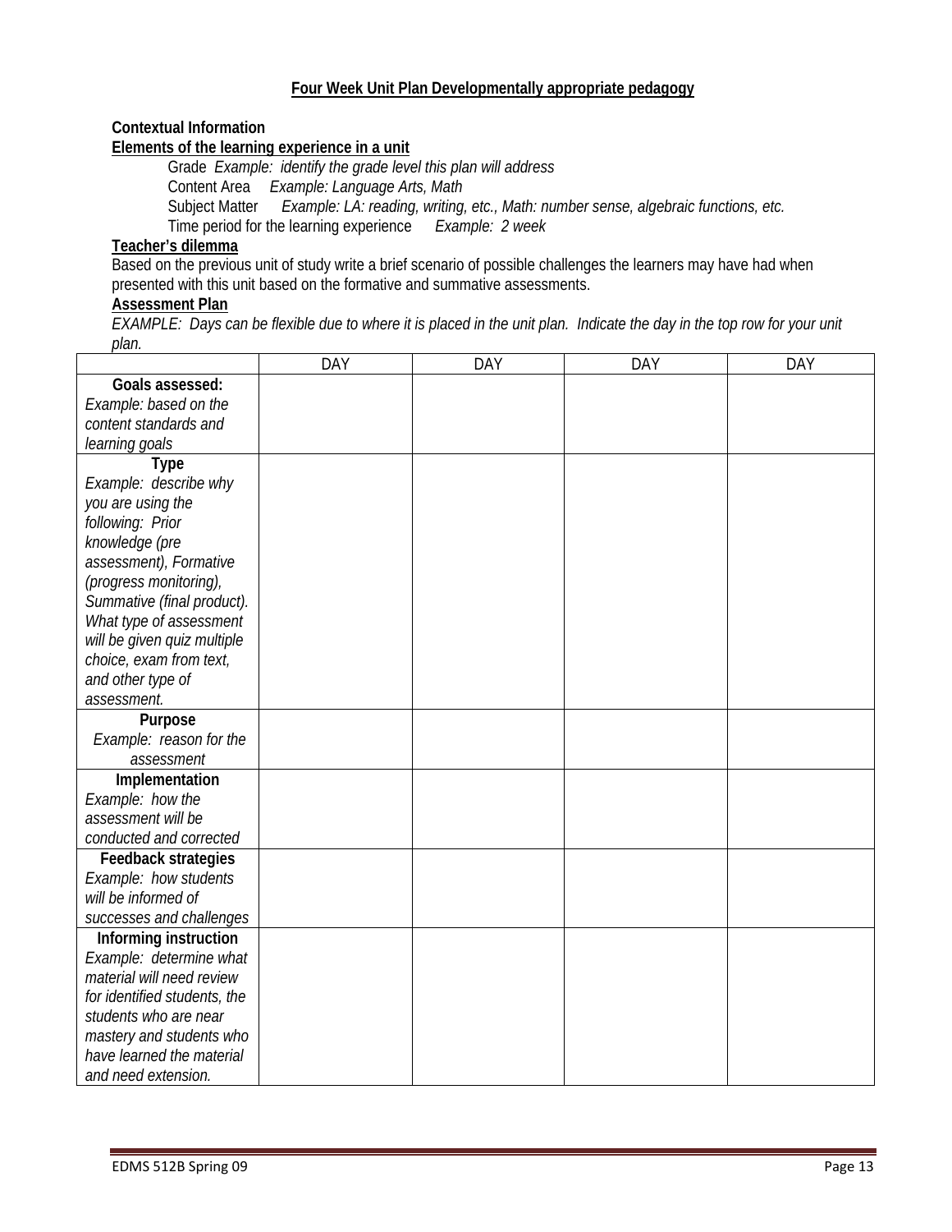## Four Week Unit Plan Developmentally appropriate pedagogy

**Contextual Information**

**Elements of the learning experience in a unit**

Grade *Example: identify the grade level this plan will address*

Content Area *Example: Language Arts, Math*

Subject Matter *Example: LA: reading, writing, etc., Math: number sense, algebraic functions, etc.*

Time period for the learning experience *Example: 2 week*

**Teacher's dilemma**

Based on the previous unit of study write a brief scenario of possible challenges the learners may have had when presented with this unit based on the formative and summative assessments.

**Assessment Plan**

*EXAMPLE: Days can be flexible due to where it is placed in the unit plan. Indicate the day in the top row for your unit plan.*

| | DAY | DAY | DAY | DAY |
|---|---|---|---|---|
| **Goals assessed:** *Example: based on the content standards and learning goals* | | | | |
| **Type** *Example: describe why you are using the following: Prior knowledge (pre assessment), Formative (progress monitoring), Summative (final product). What type of assessment will be given quiz multiple choice, exam from text, and other type of assessment.* | | | | |
| **Purpose** *Example: reason for the assessment* | | | | |
| **Implementation** *Example: how the assessment will be conducted and corrected* | | | | |
| **Feedback strategies** *Example: how students will be informed of successes and challenges* | | | | |
| **Informing instruction** *Example: determine what material will need review for identified students, the students who are near mastery and students who have learned the material and need extension.* | | | | |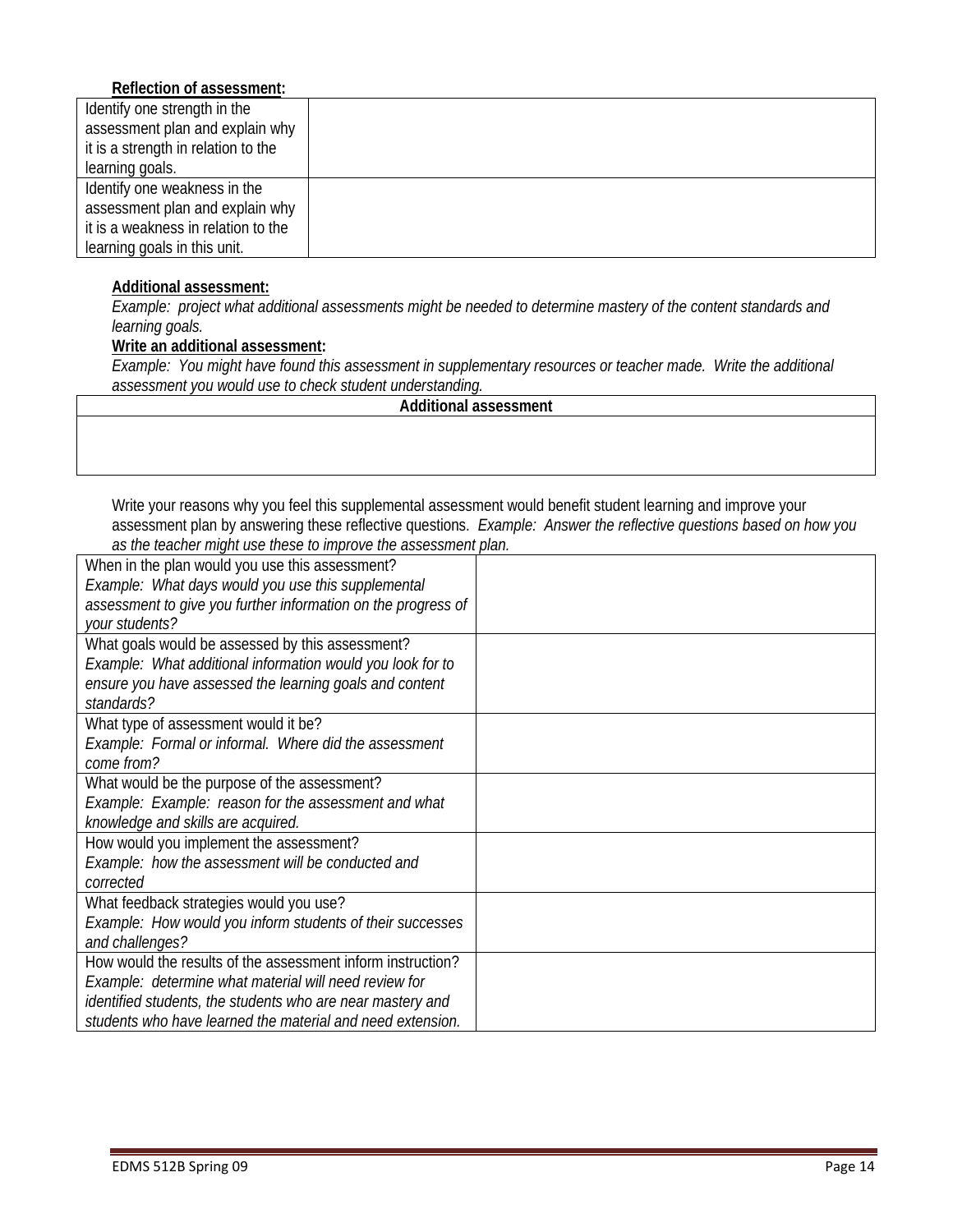**Reflection of assessment:**

| Identify one strength in the assessment plan and explain why it is a strength in relation to the learning goals. | |
|---|---|
| Identify one weakness in the assessment plan and explain why it is a weakness in relation to the learning goals in this unit. | |

**Additional assessment:**

*Example: project what additional assessments might be needed to determine mastery of the content standards and learning goals.*

**Write an additional assessment:**

*Example: You might have found this assessment in supplementary resources or teacher made. Write the additional assessment you would use to check student understanding.*

| Additional assessment |
|---|
| |

Write your reasons why you feel this supplemental assessment would benefit student learning and improve your assessment plan by answering these reflective questions. *Example: Answer the reflective questions based on how you as the teacher might use these to improve the assessment plan.*

| When in the plan would you use this assessment? *Example: What days would you use this supplemental assessment to give you further information on the progress of your students?* | |
|---|---|
| What goals would be assessed by this assessment? *Example: What additional information would you look for to ensure you have assessed the learning goals and content standards?* | |
| What type of assessment would it be? *Example: Formal or informal. Where did the assessment come from?* | |
| What would be the purpose of the assessment? *Example: Example: reason for the assessment and what knowledge and skills are acquired.* | |
| How would you implement the assessment? *Example: how the assessment will be conducted and corrected* | |
| What feedback strategies would you use? *Example: How would you inform students of their successes and challenges?* | |
| How would the results of the assessment inform instruction? *Example: determine what material will need review for identified students, the students who are near mastery and students who have learned the material and need extension.* | |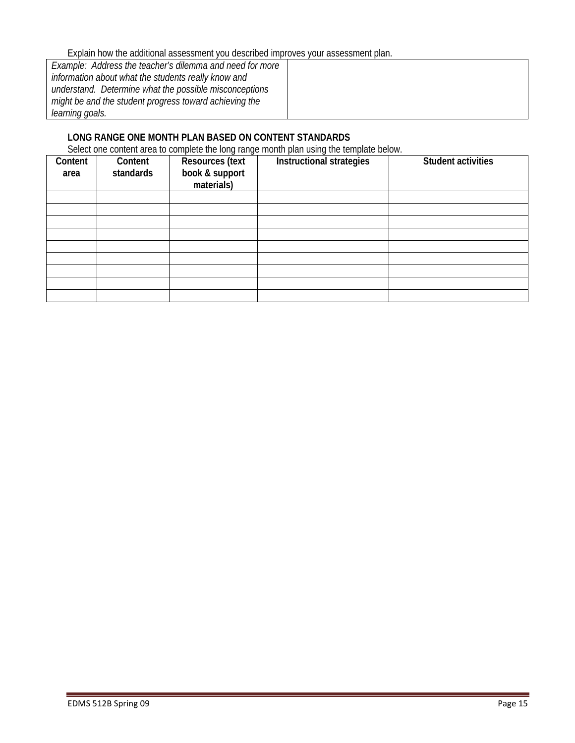Explain how the additional assessment you described improves your assessment plan.

| *Example: Address the teacher's dilemma and need for more information about what the students really know and understand. Determine what the possible misconceptions might be and the student progress toward achieving the learning goals.* | |
|---|---|

**LONG RANGE ONE MONTH PLAN BASED ON CONTENT STANDARDS**

Select one content area to complete the long range month plan using the template below.

| Content area | Content standards | Resources (text book & support materials) | Instructional strategies | Student activities |
|---|---|---|---|---|
| | | | | |
| | | | | |
| | | | | |
| | | | | |
| | | | | |
| | | | | |
| | | | | |
| | | | | |
| | | | | |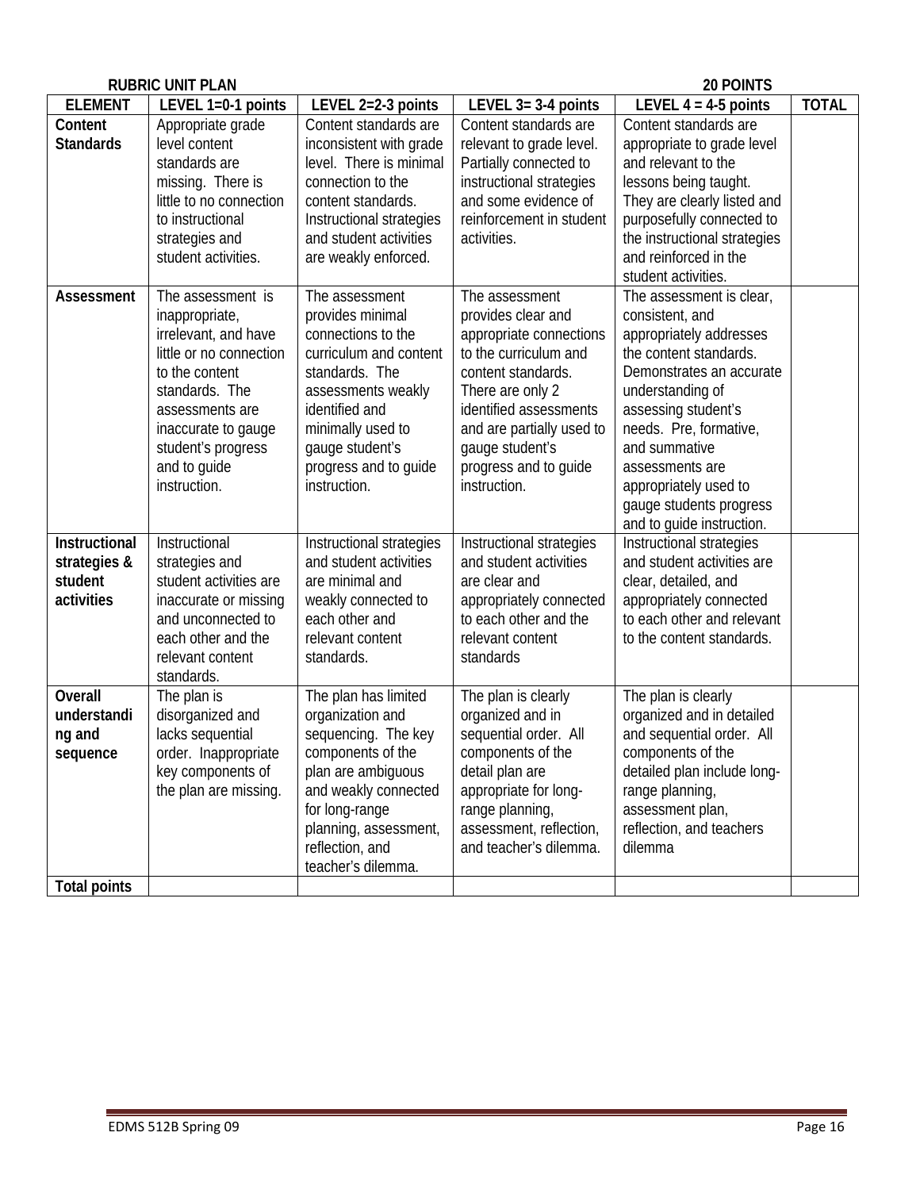**RUBRIC UNIT PLAN** **20 POINTS**

| ELEMENT | LEVEL 1=0-1 points | LEVEL 2=2-3 points | LEVEL 3= 3-4 points | LEVEL 4 = 4-5 points | TOTAL |
|---|---|---|---|---|---|
| **Content Standards** | Appropriate grade level content standards are missing. There is little to no connection to instructional strategies and student activities. | Content standards are inconsistent with grade level. There is minimal connection to the content standards. Instructional strategies and student activities are weakly enforced. | Content standards are relevant to grade level. Partially connected to instructional strategies and some evidence of reinforcement in student activities. | Content standards are appropriate to grade level and relevant to the lessons being taught. They are clearly listed and purposefully connected to the instructional strategies and reinforced in the student activities. | |
| **Assessment** | The assessment is inappropriate, irrelevant, and have little or no connection to the content standards. The assessments are inaccurate to gauge student's progress and to guide instruction. | The assessment provides minimal connections to the curriculum and content standards. The assessments weakly identified and minimally used to gauge student's progress and to guide instruction. | The assessment provides clear and appropriate connections to the curriculum and content standards. There are only 2 identified assessments and are partially used to gauge student's progress and to guide instruction. | The assessment is clear, consistent, and appropriately addresses the content standards. Demonstrates an accurate understanding of assessing student's needs. Pre, formative, and summative assessments are appropriately used to gauge students progress and to guide instruction. | |
| **Instructional strategies & student activities** | Instructional strategies and student activities are inaccurate or missing and unconnected to each other and the relevant content standards. | Instructional strategies and student activities are minimal and weakly connected to each other and relevant content standards. | Instructional strategies and student activities are clear and appropriately connected to each other and the relevant content standards | Instructional strategies and student activities are clear, detailed, and appropriately connected to each other and relevant to the content standards. | |
| **Overall understanding and sequence** | The plan is disorganized and lacks sequential order. Inappropriate key components of the plan are missing. | The plan has limited organization and sequencing. The key components of the plan are ambiguous and weakly connected for long-range planning, assessment, reflection, and teacher's dilemma. | The plan is clearly organized and in sequential order. All components of the detail plan are appropriate for long-range planning, assessment, reflection, and teacher's dilemma. | The plan is clearly organized and in detailed and sequential order. All components of the detailed plan include long-range planning, assessment plan, reflection, and teachers dilemma | |
| **Total points** | | | | | |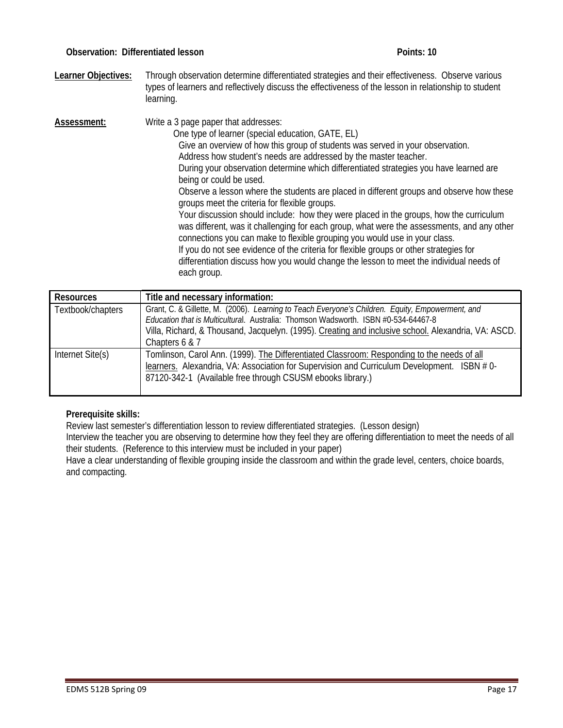**Observation: Differentiated lesson** **Points: 10**

**Learner Objectives:** Through observation determine differentiated strategies and their effectiveness. Observe various types of learners and reflectively discuss the effectiveness of the lesson in relationship to student learning.

**Assessment:** Write a 3 page paper that addresses:

One type of learner (special education, GATE, EL)

- Give an overview of how this group of students was served in your observation.
- Address how student's needs are addressed by the master teacher.
- During your observation determine which differentiated strategies you have learned are being or could be used.
- Observe a lesson where the students are placed in different groups and observe how these groups meet the criteria for flexible groups.
- Your discussion should include: how they were placed in the groups, how the curriculum was different, was it challenging for each group, what were the assessments, and any other connections you can make to flexible grouping you would use in your class.
- If you do not see evidence of the criteria for flexible groups or other strategies for differentiation discuss how you would change the lesson to meet the individual needs of each group.

| Resources | Title and necessary information: |
|---|---|
| Textbook/chapters | Grant, C. & Gillette, M. (2006). *Learning to Teach Everyone's Children. Equity, Empowerment, and Education that is Multicultural*. Australia: Thomson Wadsworth. ISBN #0-534-64467-8<br>Villa, Richard, & Thousand, Jacquelyn. (1995). Creating and inclusive school. Alexandria, VA: ASCD. Chapters 6 & 7 |
| Internet Site(s) | Tomlinson, Carol Ann. (1999). The Differentiated Classroom: Responding to the needs of all learners. Alexandria, VA: Association for Supervision and Curriculum Development. ISBN # 0-87120-342-1 (Available free through CSUSM ebooks library.) |

**Prerequisite skills:**

Review last semester's differentiation lesson to review differentiated strategies. (Lesson design)

Interview the teacher you are observing to determine how they feel they are offering differentiation to meet the needs of all their students. (Reference to this interview must be included in your paper)

Have a clear understanding of flexible grouping inside the classroom and within the grade level, centers, choice boards, and compacting.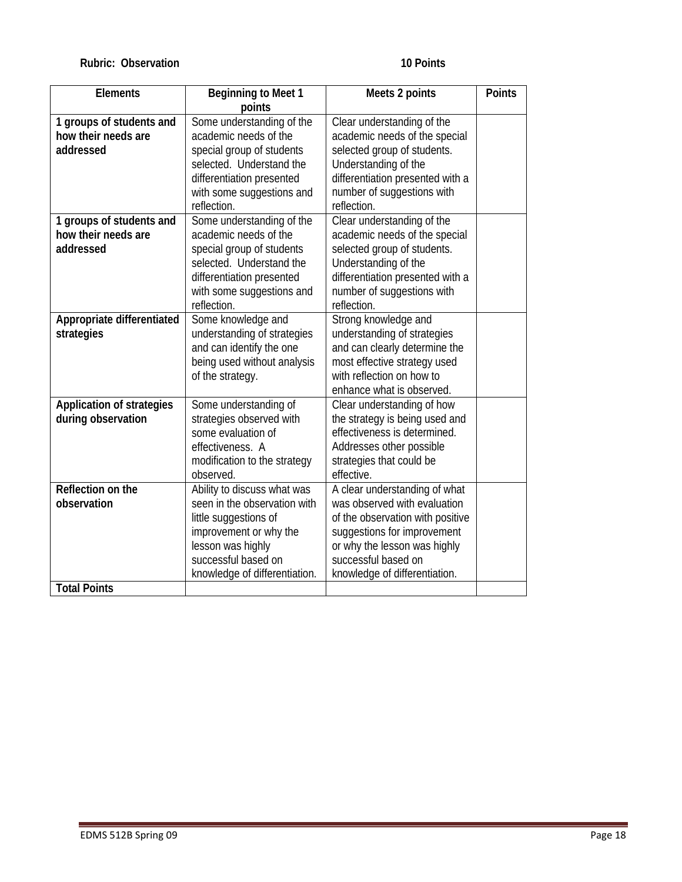**Rubric: Observation** **10 Points**

| Elements | Beginning to Meet 1 points | Meets 2 points | Points |
| --- | --- | --- | --- |
| **1 groups of students and how their needs are addressed** | Some understanding of the academic needs of the special group of students selected. Understand the differentiation presented with some suggestions and reflection. | Clear understanding of the academic needs of the special selected group of students. Understanding of the differentiation presented with a number of suggestions with reflection. | |
| **1 groups of students and how their needs are addressed** | Some understanding of the academic needs of the special group of students selected. Understand the differentiation presented with some suggestions and reflection. | Clear understanding of the academic needs of the special selected group of students. Understanding of the differentiation presented with a number of suggestions with reflection. | |
| **Appropriate differentiated strategies** | Some knowledge and understanding of strategies and can identify the one being used without analysis of the strategy. | Strong knowledge and understanding of strategies and can clearly determine the most effective strategy used with reflection on how to enhance what is observed. | |
| **Application of strategies during observation** | Some understanding of strategies observed with some evaluation of effectiveness. A modification to the strategy observed. | Clear understanding of how the strategy is being used and effectiveness is determined. Addresses other possible strategies that could be effective. | |
| **Reflection on the observation** | Ability to discuss what was seen in the observation with little suggestions of improvement or why the lesson was highly successful based on knowledge of differentiation. | A clear understanding of what was observed with evaluation of the observation with positive suggestions for improvement or why the lesson was highly successful based on knowledge of differentiation. | |
| **Total Points** | | | |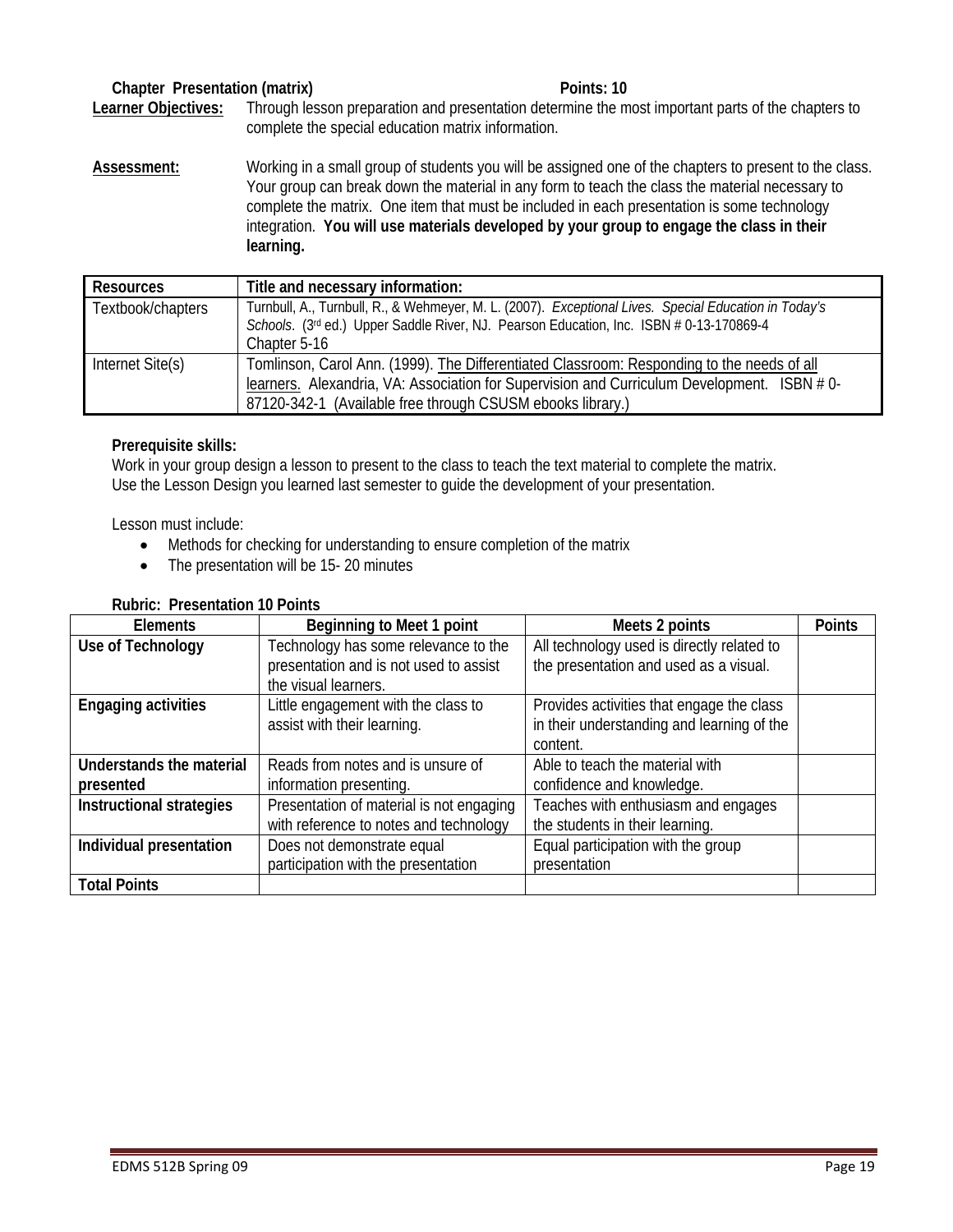**Chapter Presentation (matrix)** **Points: 10**

**Learner Objectives:** Through lesson preparation and presentation determine the most important parts of the chapters to complete the special education matrix information.

**Assessment:** Working in a small group of students you will be assigned one of the chapters to present to the class. Your group can break down the material in any form to teach the class the material necessary to complete the matrix. One item that must be included in each presentation is some technology integration. **You will use materials developed by your group to engage the class in their learning.**

| Resources | Title and necessary information: |
|---|---|
| Textbook/chapters | Turnbull, A., Turnbull, R., & Wehmeyer, M. L. (2007). *Exceptional Lives. Special Education in Today's Schools*. (3rd ed.) Upper Saddle River, NJ. Pearson Education, Inc. ISBN # 0-13-170869-4<br>Chapter 5-16 |
| Internet Site(s) | Tomlinson, Carol Ann. (1999). The Differentiated Classroom: Responding to the needs of all learners. Alexandria, VA: Association for Supervision and Curriculum Development. ISBN # 0-87120-342-1 (Available free through CSUSM ebooks library.) |

**Prerequisite skills:**

Work in your group design a lesson to present to the class to teach the text material to complete the matrix. Use the Lesson Design you learned last semester to guide the development of your presentation.

Lesson must include:

- Methods for checking for understanding to ensure completion of the matrix
- The presentation will be 15- 20 minutes

**Rubric: Presentation 10 Points**

| Elements | Beginning to Meet 1 point | Meets 2 points | Points |
|---|---|---|---|
| **Use of Technology** | Technology has some relevance to the presentation and is not used to assist the visual learners. | All technology used is directly related to the presentation and used as a visual. | |
| **Engaging activities** | Little engagement with the class to assist with their learning. | Provides activities that engage the class in their understanding and learning of the content. | |
| **Understands the material presented** | Reads from notes and is unsure of information presenting. | Able to teach the material with confidence and knowledge. | |
| **Instructional strategies** | Presentation of material is not engaging with reference to notes and technology | Teaches with enthusiasm and engages the students in their learning. | |
| **Individual presentation** | Does not demonstrate equal participation with the presentation | Equal participation with the group presentation | |
| **Total Points** | | | |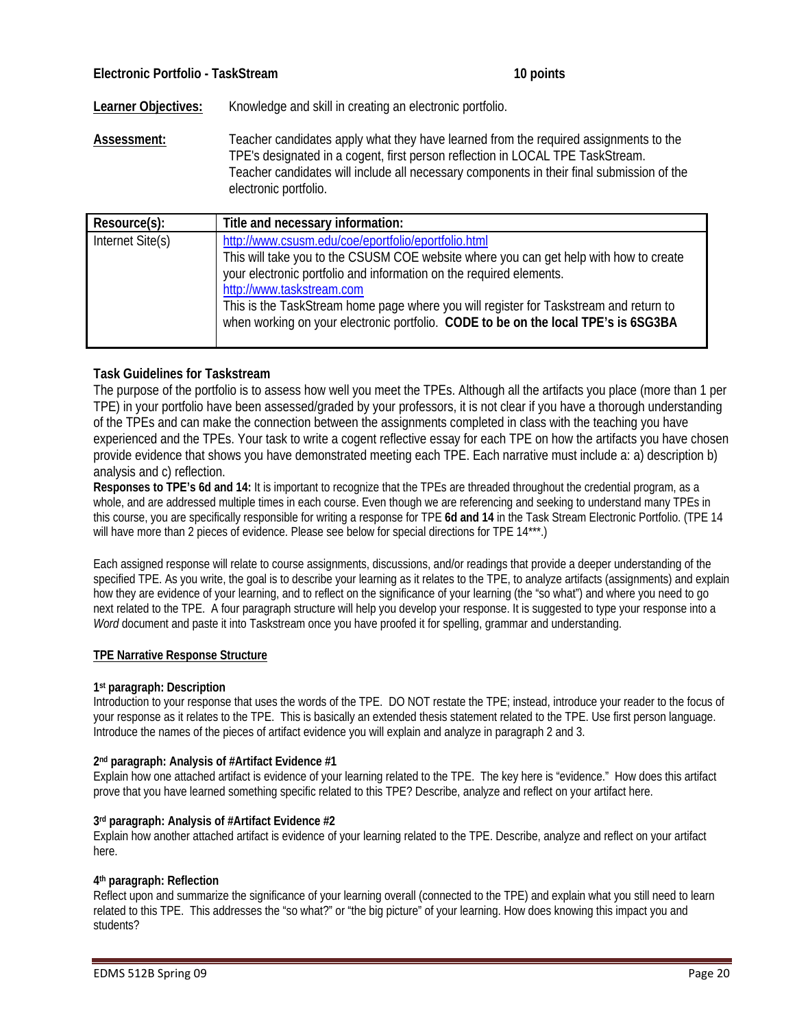**Electronic Portfolio - TaskStream** **10 points**

**Learner Objectives:** Knowledge and skill in creating an electronic portfolio.

**Assessment:** Teacher candidates apply what they have learned from the required assignments to the TPE's designated in a cogent, first person reflection in LOCAL TPE TaskStream. Teacher candidates will include all necessary components in their final submission of the electronic portfolio.

| Resource(s): | Title and necessary information: |
|---|---|
| Internet Site(s) | http://www.csusm.edu/coe/eportfolio/eportfolio.html<br>This will take you to the CSUSM COE website where you can get help with how to create your electronic portfolio and information on the required elements.<br>http://www.taskstream.com<br>This is the TaskStream home page where you will register for Taskstream and return to when working on your electronic portfolio. **CODE to be on the local TPE's is 6SG3BA** |

### Task Guidelines for Taskstream

The purpose of the portfolio is to assess how well you meet the TPEs. Although all the artifacts you place (more than 1 per TPE) in your portfolio have been assessed/graded by your professors, it is not clear if you have a thorough understanding of the TPEs and can make the connection between the assignments completed in class with the teaching you have experienced and the TPEs. Your task to write a cogent reflective essay for each TPE on how the artifacts you have chosen provide evidence that shows you have demonstrated meeting each TPE. Each narrative must include a: a) description b) analysis and c) reflection.

**Responses to TPE's 6d and 14:** It is important to recognize that the TPEs are threaded throughout the credential program, as a whole, and are addressed multiple times in each course. Even though we are referencing and seeking to understand many TPEs in this course, you are specifically responsible for writing a response for TPE **6d and 14** in the Task Stream Electronic Portfolio. (TPE 14 will have more than 2 pieces of evidence. Please see below for special directions for TPE 14***.)

Each assigned response will relate to course assignments, discussions, and/or readings that provide a deeper understanding of the specified TPE. As you write, the goal is to describe your learning as it relates to the TPE, to analyze artifacts (assignments) and explain how they are evidence of your learning, and to reflect on the significance of your learning (the "so what") and where you need to go next related to the TPE. A four paragraph structure will help you develop your response. It is suggested to type your response into a *Word* document and paste it into Taskstream once you have proofed it for spelling, grammar and understanding.

**TPE Narrative Response Structure**

**1st paragraph: Description**
Introduction to your response that uses the words of the TPE. DO NOT restate the TPE; instead, introduce your reader to the focus of your response as it relates to the TPE. This is basically an extended thesis statement related to the TPE. Use first person language. Introduce the names of the pieces of artifact evidence you will explain and analyze in paragraph 2 and 3.

**2nd paragraph: Analysis of #Artifact Evidence #1**
Explain how one attached artifact is evidence of your learning related to the TPE. The key here is "evidence." How does this artifact prove that you have learned something specific related to this TPE? Describe, analyze and reflect on your artifact here.

**3rd paragraph: Analysis of #Artifact Evidence #2**
Explain how another attached artifact is evidence of your learning related to the TPE. Describe, analyze and reflect on your artifact here.

**4th paragraph: Reflection**
Reflect upon and summarize the significance of your learning overall (connected to the TPE) and explain what you still need to learn related to this TPE. This addresses the "so what?" or "the big picture" of your learning. How does knowing this impact you and students?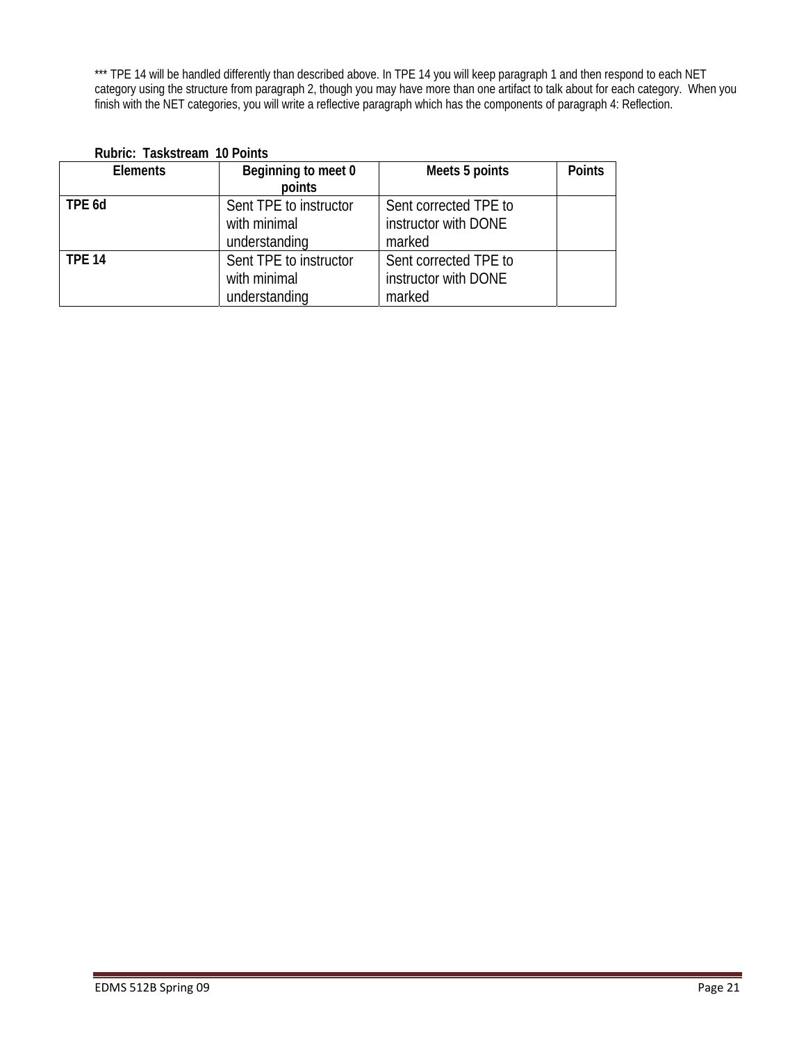*** TPE 14 will be handled differently than described above. In TPE 14 you will keep paragraph 1 and then respond to each NET category using the structure from paragraph 2, though you may have more than one artifact to talk about for each category. When you finish with the NET categories, you will write a reflective paragraph which has the components of paragraph 4: Reflection.

**Rubric: Taskstream 10 Points**

| Elements | Beginning to meet 0 points | Meets 5 points | Points |
|---|---|---|---|
| **TPE 6d** | Sent TPE to instructor with minimal understanding | Sent corrected TPE to instructor with DONE marked | |
| **TPE 14** | Sent TPE to instructor with minimal understanding | Sent corrected TPE to instructor with DONE marked | |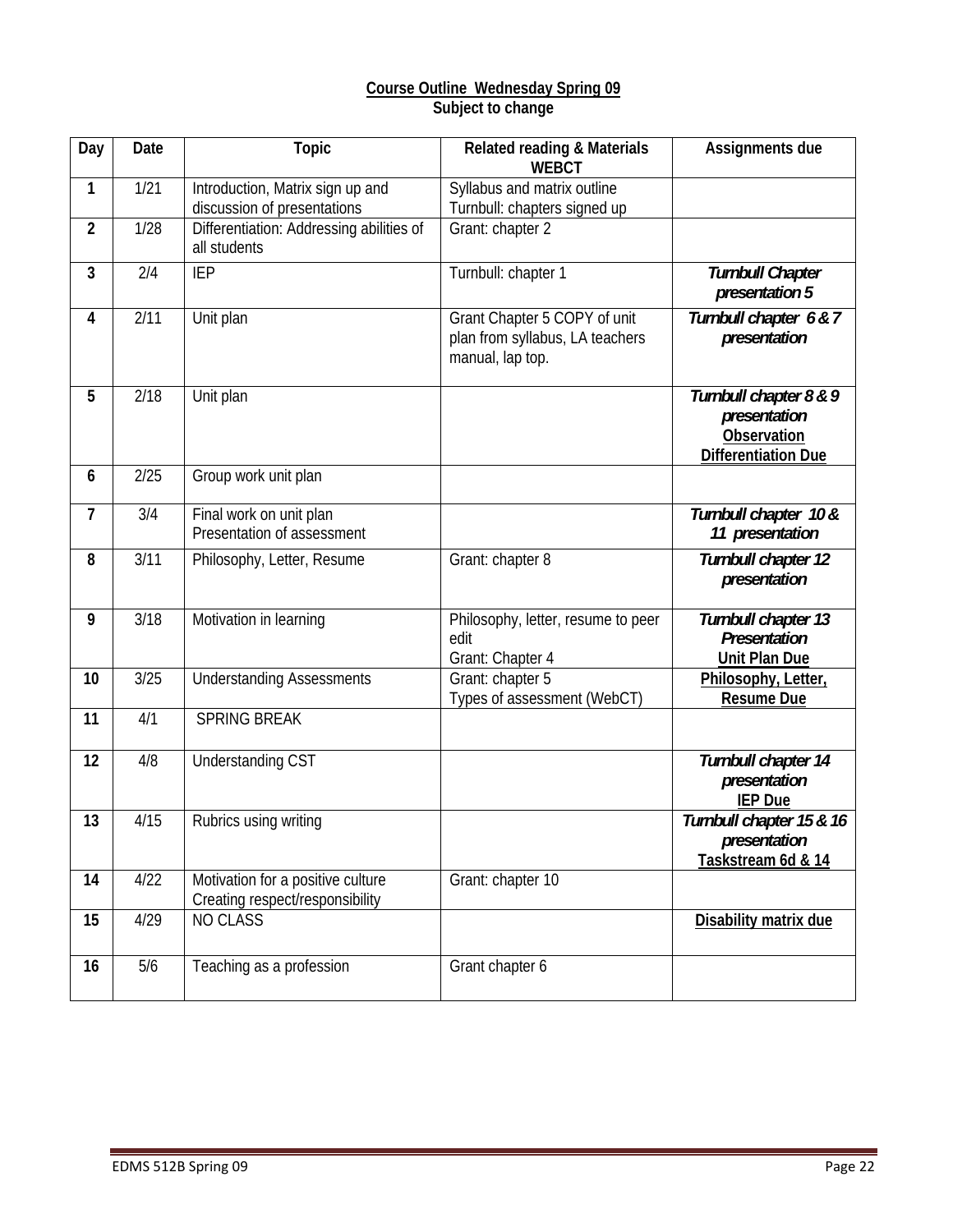**Course Outline Wednesday Spring 09**
**Subject to change**

| Day | Date | Topic | Related reading & Materials WEBCT | Assignments due |
|---|---|---|---|---|
| 1 | 1/21 | Introduction, Matrix sign up and discussion of presentations | Syllabus and matrix outline<br>Turnbull: chapters signed up | |
| 2 | 1/28 | Differentiation: Addressing abilities of all students | Grant: chapter 2 | |
| 3 | 2/4 | IEP | Turnbull: chapter 1 | ***Turnbull Chapter presentation 5*** |
| 4 | 2/11 | Unit plan | Grant Chapter 5 COPY of unit plan from syllabus, LA teachers manual, lap top. | ***Turnbull chapter 6 & 7 presentation*** |
| 5 | 2/18 | Unit plan | | ***Turnbull chapter 8 & 9 presentation***<br>**Observation Differentiation Due** |
| 6 | 2/25 | Group work unit plan | | |
| 7 | 3/4 | Final work on unit plan<br>Presentation of assessment | | ***Turnbull chapter 10 & 11 presentation*** |
| 8 | 3/11 | Philosophy, Letter, Resume | Grant: chapter 8 | ***Turnbull chapter 12 presentation*** |
| 9 | 3/18 | Motivation in learning | Philosophy, letter, resume to peer edit<br>Grant: Chapter 4 | ***Turnbull chapter 13 Presentation***<br>**Unit Plan Due** |
| 10 | 3/25 | Understanding Assessments | Grant: chapter 5<br>Types of assessment (WebCT) | **Philosophy, Letter, Resume Due** |
| 11 | 4/1 | SPRING BREAK | | |
| 12 | 4/8 | Understanding CST | | ***Turnbull chapter 14 presentation***<br>**IEP Due** |
| 13 | 4/15 | Rubrics using writing | | ***Turnbull chapter 15 & 16 presentation***<br>**Taskstream 6d & 14** |
| 14 | 4/22 | Motivation for a positive culture<br>Creating respect/responsibility | Grant: chapter 10 | |
| 15 | 4/29 | NO CLASS | | **Disability matrix due** |
| 16 | 5/6 | Teaching as a profession | Grant chapter 6 | |